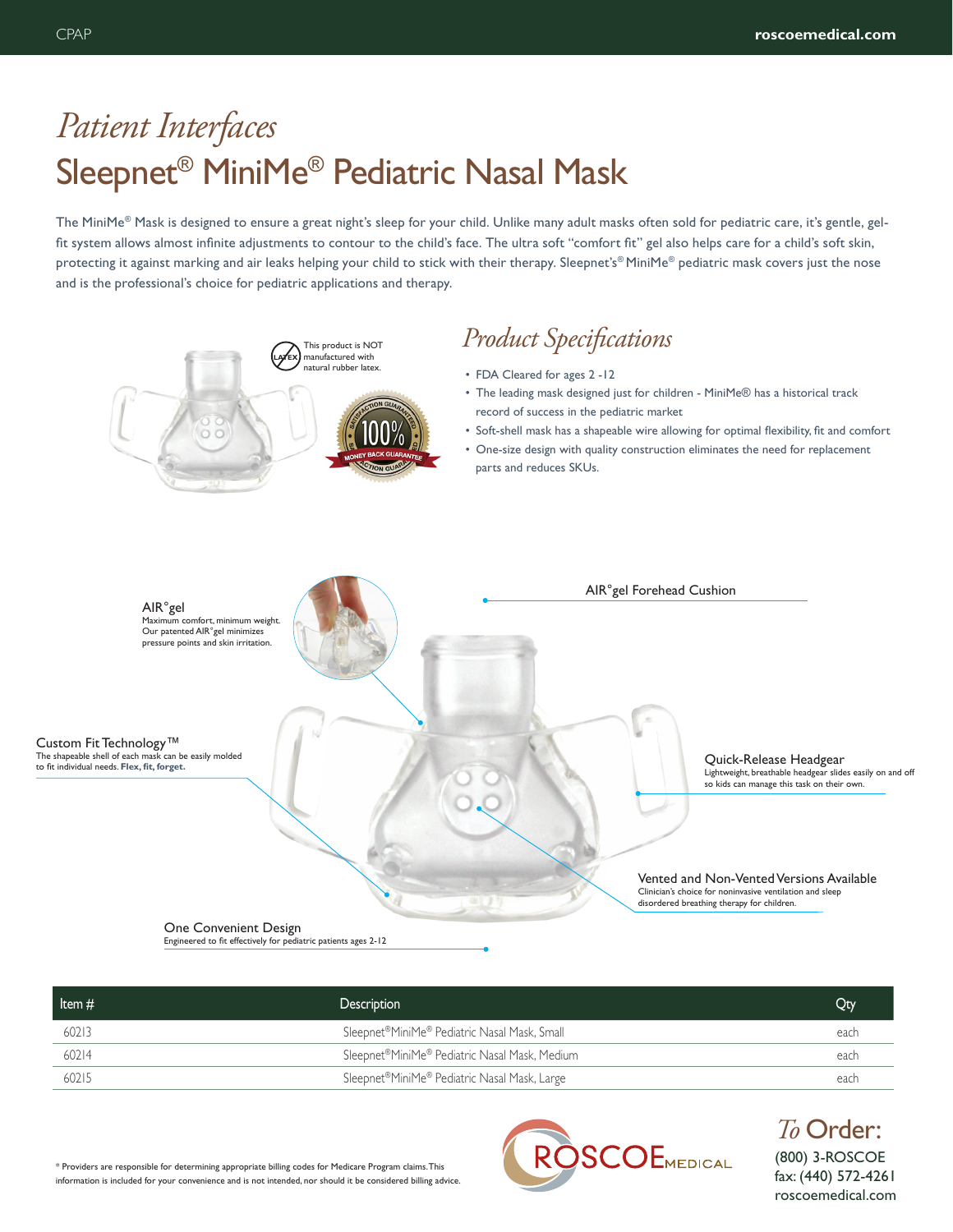# *Patient Interfaces*

# Sleepnet® MiniMe® Pediatric Nasal Mask

The MiniMe® Mask is designed to ensure a great night's sleep for your child. Unlike many adult masks often sold for pediatric care, it's gentle, gel-fit system allows almost infinite adjustments to contour to the child's face. The ultra soft "comfort fit" gel also helps care for a child's soft skin, protecting it against marking and air leaks helping your child to stick with their therapy. Sleepnet's® MiniMe® pediatric mask covers just the nose and is the professional's choice for pediatric applications and therapy.

This product is NOT manufactured with natural rubber latex.

100% Satisfaction Guaranteed — Money Back Guarantee

## *Product Specifications*

- FDA Cleared for ages 2 -12
- The leading mask designed just for children - MiniMe® has a historical track record of success in the pediatric market
- Soft-shell mask has a shapeable wire allowing for optimal flexibility, fit and comfort
- One-size design with quality construction eliminates the need for replacement parts and reduces SKUs.

**AIR°gel**
Maximum comfort, minimum weight. Our patented AIR°gel minimizes pressure points and skin irritation.

**AIR°gel Forehead Cushion**

**Custom Fit Technology™**
The shapeable shell of each mask can be easily molded to fit individual needs. **Flex, fit, forget.**

**Quick-Release Headgear**
Lightweight, breathable headgear slides easily on and off so kids can manage this task on their own.

**Vented and Non-Vented Versions Available**
Clinician's choice for noninvasive ventilation and sleep disordered breathing therapy for children.

**One Convenient Design**
Engineered to fit effectively for pediatric patients ages 2-12

| Item # | Description | Qty |
|---|---|---|
| 60213 | Sleepnet® MiniMe® Pediatric Nasal Mask, Small | each |
| 60214 | Sleepnet® MiniMe® Pediatric Nasal Mask, Medium | each |
| 60215 | Sleepnet® MiniMe® Pediatric Nasal Mask, Large | each |

\* Providers are responsible for determining appropriate billing codes for Medicare Program claims. This information is included for your convenience and is not intended, nor should it be considered billing advice.

ROSCOE MEDICAL

## *To* Order:

(800) 3-ROSCOE
fax: (440) 572-4261
roscoemedical.com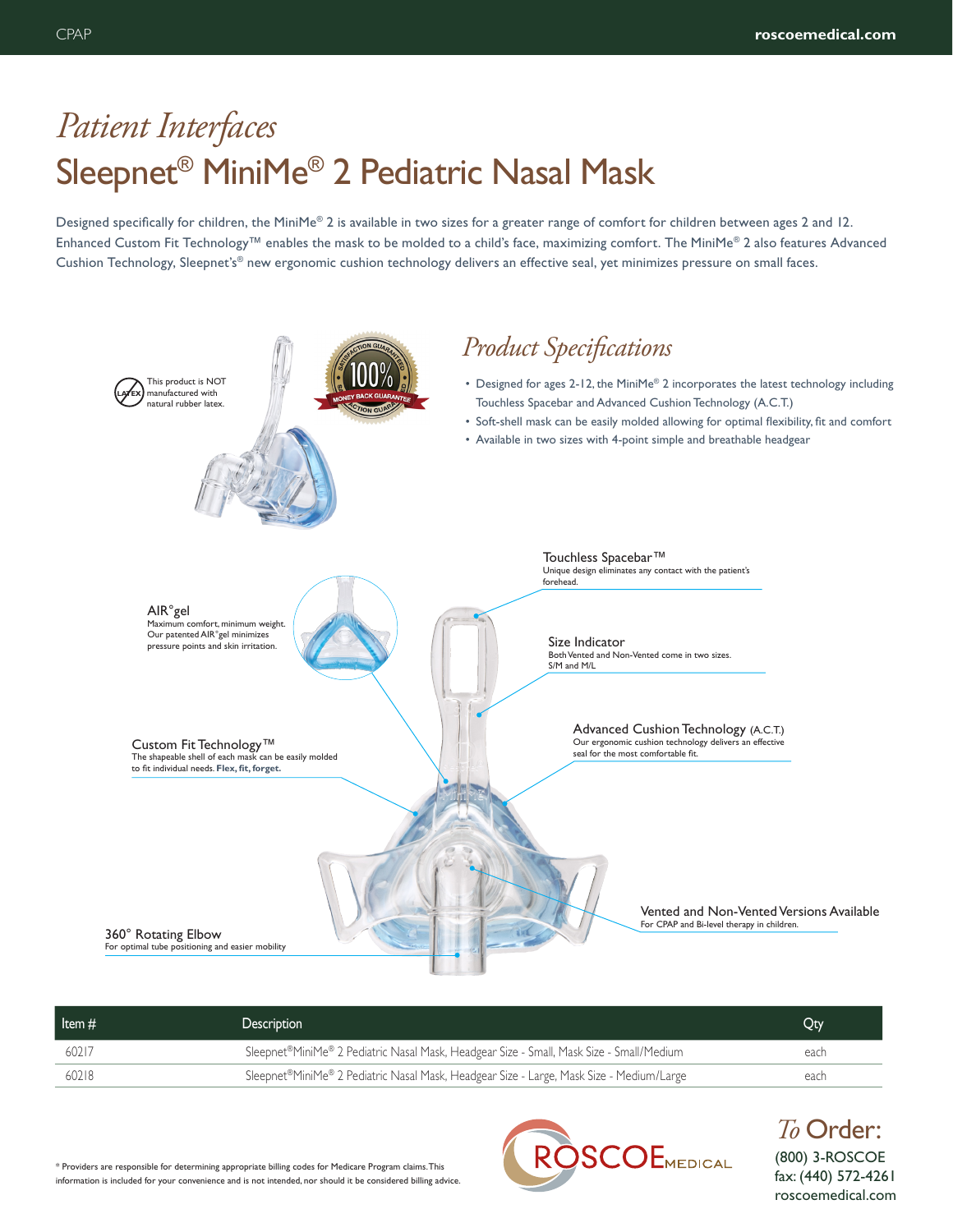*Patient Interfaces*

# Sleepnet® MiniMe® 2 Pediatric Nasal Mask

Designed specifically for children, the MiniMe® 2 is available in two sizes for a greater range of comfort for children between ages 2 and 12. Enhanced Custom Fit Technology™ enables the mask to be molded to a child's face, maximizing comfort. The MiniMe® 2 also features Advanced Cushion Technology, Sleepnet's® new ergonomic cushion technology delivers an effective seal, yet minimizes pressure on small faces.

This product is NOT manufactured with natural rubber latex.

100% SATISFACTION GUARANTEED — MONEY BACK GUARANTEE

## *Product Specifications*

- Designed for ages 2-12, the MiniMe® 2 incorporates the latest technology including Touchless Spacebar and Advanced Cushion Technology (A.C.T.)
- Soft-shell mask can be easily molded allowing for optimal flexibility, fit and comfort
- Available in two sizes with 4-point simple and breathable headgear

**Touchless Spacebar™**
Unique design eliminates any contact with the patient's forehead.

**AIR°gel**
Maximum comfort, minimum weight. Our patented AIR°gel minimizes pressure points and skin irritation.

**Size Indicator**
Both Vented and Non-Vented come in two sizes. S/M and M/L

**Advanced Cushion Technology (A.C.T.)**
Our ergonomic cushion technology delivers an effective seal for the most comfortable fit.

**Custom Fit Technology™**
The shapeable shell of each mask can be easily molded to fit individual needs. **Flex, fit, forget.**

**Vented and Non-Vented Versions Available**
For CPAP and Bi-level therapy in children.

**360° Rotating Elbow**
For optimal tube positioning and easier mobility

| Item # | Description | Qty |
|---|---|---|
| 60217 | Sleepnet®MiniMe® 2 Pediatric Nasal Mask, Headgear Size - Small, Mask Size - Small/Medium | each |
| 60218 | Sleepnet®MiniMe® 2 Pediatric Nasal Mask, Headgear Size - Large, Mask Size - Medium/Large | each |

\* Providers are responsible for determining appropriate billing codes for Medicare Program claims. This information is included for your convenience and is not intended, nor should it be considered billing advice.

ROSCOE MEDICAL

*To* **Order:**
(800) 3-ROSCOE
fax: (440) 572-4261
roscoemedical.com